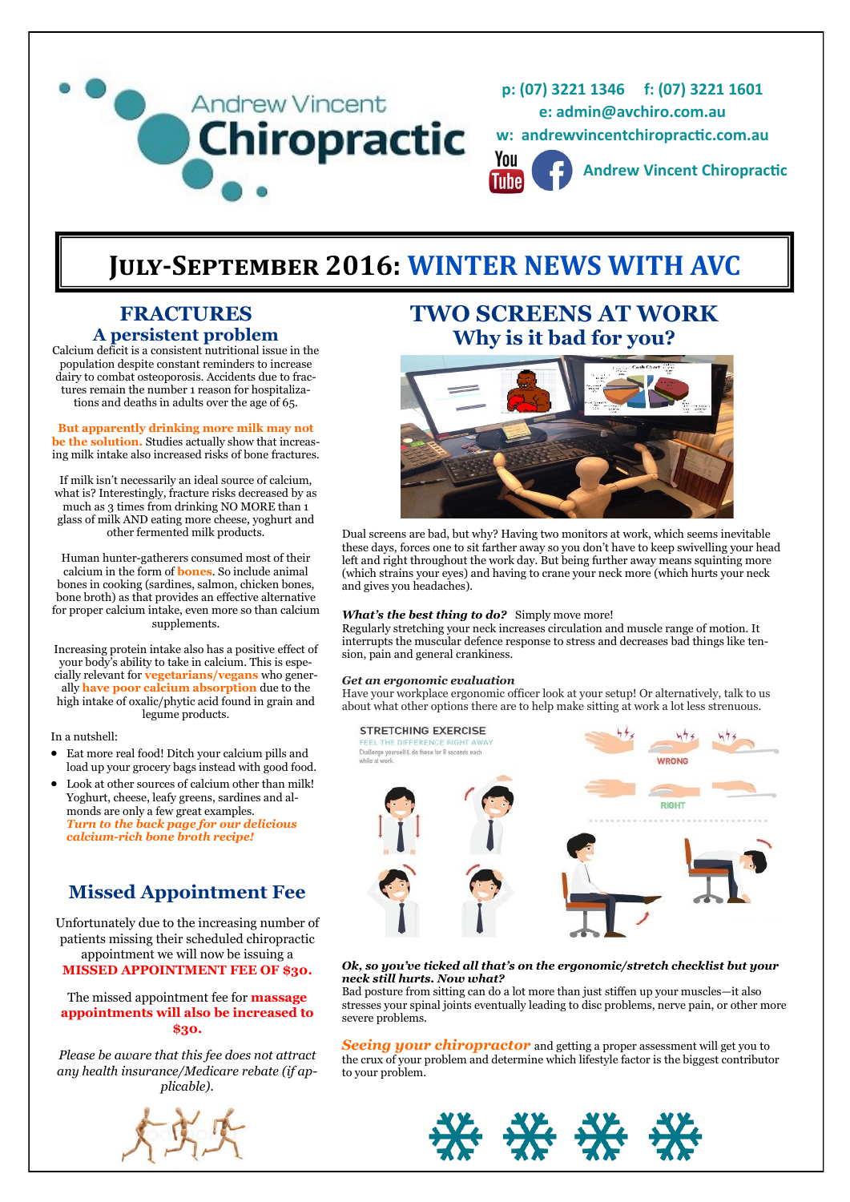Andrew Vincent Chiropractic

**p: (07) 3221 1346 f: (07) 3221 1601**
**e: admin@avchiro.com.au**
**w: andrewvincentchiropractic.com.au**

**Andrew Vincent Chiropractic**

# JULY-SEPTEMBER 2016: WINTER NEWS WITH AVC

## FRACTURES
### A persistent problem

Calcium deficit is a consistent nutritional issue in the population despite constant reminders to increase dairy to combat osteoporosis. Accidents due to fractures remain the number 1 reason for hospitalizations and deaths in adults over the age of 65.

**But apparently drinking more milk may not be the solution.** Studies actually show that increasing milk intake also increased risks of bone fractures.

If milk isn't necessarily an ideal source of calcium, what is? Interestingly, fracture risks decreased by as much as 3 times from drinking NO MORE than 1 glass of milk AND eating more cheese, yoghurt and other fermented milk products.

Human hunter-gatherers consumed most of their calcium in the form of **bones**. So include animal bones in cooking (sardines, salmon, chicken bones, bone broth) as that provides an effective alternative for proper calcium intake, even more so than calcium supplements.

Increasing protein intake also has a positive effect of your body's ability to take in calcium. This is especially relevant for **vegetarians/vegans** who generally **have poor calcium absorption** due to the high intake of oxalic/phytic acid found in grain and legume products.

In a nutshell:

- Eat more real food! Ditch your calcium pills and load up your grocery bags instead with good food.
- Look at other sources of calcium other than milk! Yoghurt, cheese, leafy greens, sardines and almonds are only a few great examples. ***Turn to the back page for our delicious calcium-rich bone broth recipe!***

## Missed Appointment Fee

Unfortunately due to the increasing number of patients missing their scheduled chiropractic appointment we will now be issuing a **MISSED APPOINTMENT FEE OF $30.**

The missed appointment fee for **massage appointments will also be increased to $30.**

*Please be aware that this fee does not attract any health insurance/Medicare rebate (if applicable).*

## TWO SCREENS AT WORK
### Why is it bad for you?

Dual screens are bad, but why? Having two monitors at work, which seems inevitable these days, forces one to sit farther away so you don't have to keep swivelling your head left and right throughout the work day. But being further away means squinting more (which strains your eyes) and having to crane your neck more (which hurts your neck and gives you headaches).

***What's the best thing to do?*** Simply move more!
Regularly stretching your neck increases circulation and muscle range of motion. It interrupts the muscular defence response to stress and decreases bad things like tension, pain and general crankiness.

***Get an ergonomic evaluation***
Have your workplace ergonomic officer look at your setup! Or alternatively, talk to us about what other options there are to help make sitting at work a lot less strenuous.

STRETCHING EXERCISE
FEEL THE DIFFERENCE RIGHT AWAY
Challenge yourself & do these for 8 seconds each while at work.

WRONG

RIGHT

***Ok, so you've ticked all that's on the ergonomic/stretch checklist but your neck still hurts. Now what?***
Bad posture from sitting can do a lot more than just stiffen up your muscles—it also stresses your spinal joints eventually leading to disc problems, nerve pain, or other more severe problems.

***Seeing your chiropractor*** and getting a proper assessment will get you to the crux of your problem and determine which lifestyle factor is the biggest contributor to your problem.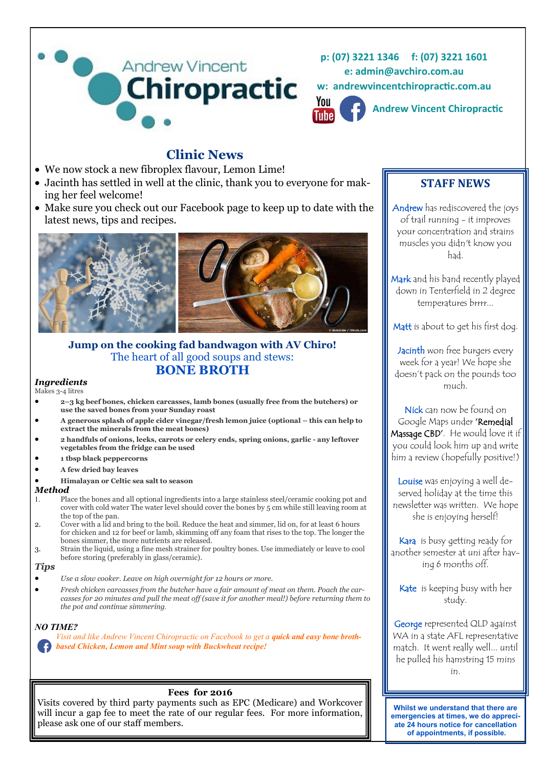# Andrew Vincent Chiropractic

**p: (07) 3221 1346 f: (07) 3221 1601**
**e: admin@avchiro.com.au**
**w: andrewvincentchiropractic.com.au**
**Andrew Vincent Chiropractic**

## Clinic News

- We now stock a new fibroplex flavour, Lemon Lime!
- Jacinth has settled in well at the clinic, thank you to everyone for making her feel welcome!
- Make sure you check out our Facebook page to keep up to date with the latest news, tips and recipes.

© duleziedar / iStock.com

### Jump on the cooking fad bandwagon with AV Chiro!

The heart of all good soups and stews:

## BONE BROTH

***Ingredients***

Makes 3-4 litres

- **2–3 kg beef bones, chicken carcasses, lamb bones (usually free from the butchers) or use the saved bones from your Sunday roast**
- **A generous splash of apple cider vinegar/fresh lemon juice (optional – this can help to extract the minerals from the meat bones)**
- **2 handfuls of onions, leeks, carrots or celery ends, spring onions, garlic - any leftover vegetables from the fridge can be used**
- **1 tbsp black peppercorns**
- **A few dried bay leaves**
- **Himalayan or Celtic sea salt to season**

***Method***

1. Place the bones and all optional ingredients into a large stainless steel/ceramic cooking pot and cover with cold water The water level should cover the bones by 5 cm while still leaving room at the top of the pan.
2. Cover with a lid and bring to the boil. Reduce the heat and simmer, lid on, for at least 6 hours for chicken and 12 for beef or lamb, skimming off any foam that rises to the top. The longer the bones simmer, the more nutrients are released.
3. Strain the liquid, using a fine mesh strainer for poultry bones. Use immediately or leave to cool before storing (preferably in glass/ceramic).

***Tips***

- *Use a slow cooker. Leave on high overnight for 12 hours or more.*
- *Fresh chicken carcasses from the butcher have a fair amount of meat on them. Poach the carcasses for 20 minutes and pull the meat off (save it for another meal!) before returning them to the pot and continue simmering.*

***NO TIME?***

*Visit and like Andrew Vincent Chiropractic on Facebook to get a **quick and easy bone broth-based Chicken, Lemon and Mint soup with Buckwheat recipe!***

**Fees for 2016**

Visits covered by third party payments such as EPC (Medicare) and Workcover will incur a gap fee to meet the rate of our regular fees. For more information, please ask one of our staff members.

## STAFF NEWS

Andrew has rediscovered the joys of trail running - it improves your concentration and strains muscles you didn't know you had.

Mark and his band recently played down in Tenterfield in 2 degree temperatures brrrr...

Matt is about to get his first dog.

Jacinth won free burgers every week for a year! We hope she doesn't pack on the pounds too much.

Nick can now be found on Google Maps under **'Remedial Massage CBD'**. He would love it if you could look him up and write him a review (hopefully positive!)

Louise was enjoying a well deserved holiday at the time this newsletter was written. We hope she is enjoying herself!

Kara is busy getting ready for another semester at uni after having 6 months off.

Kate is keeping busy with her study.

George represented QLD against WA in a state AFL representative match. It went really well... until he pulled his hamstring 15 mins in.

**Whilst we understand that there are emergencies at times, we do appreciate 24 hours notice for cancellation of appointments, if possible.**